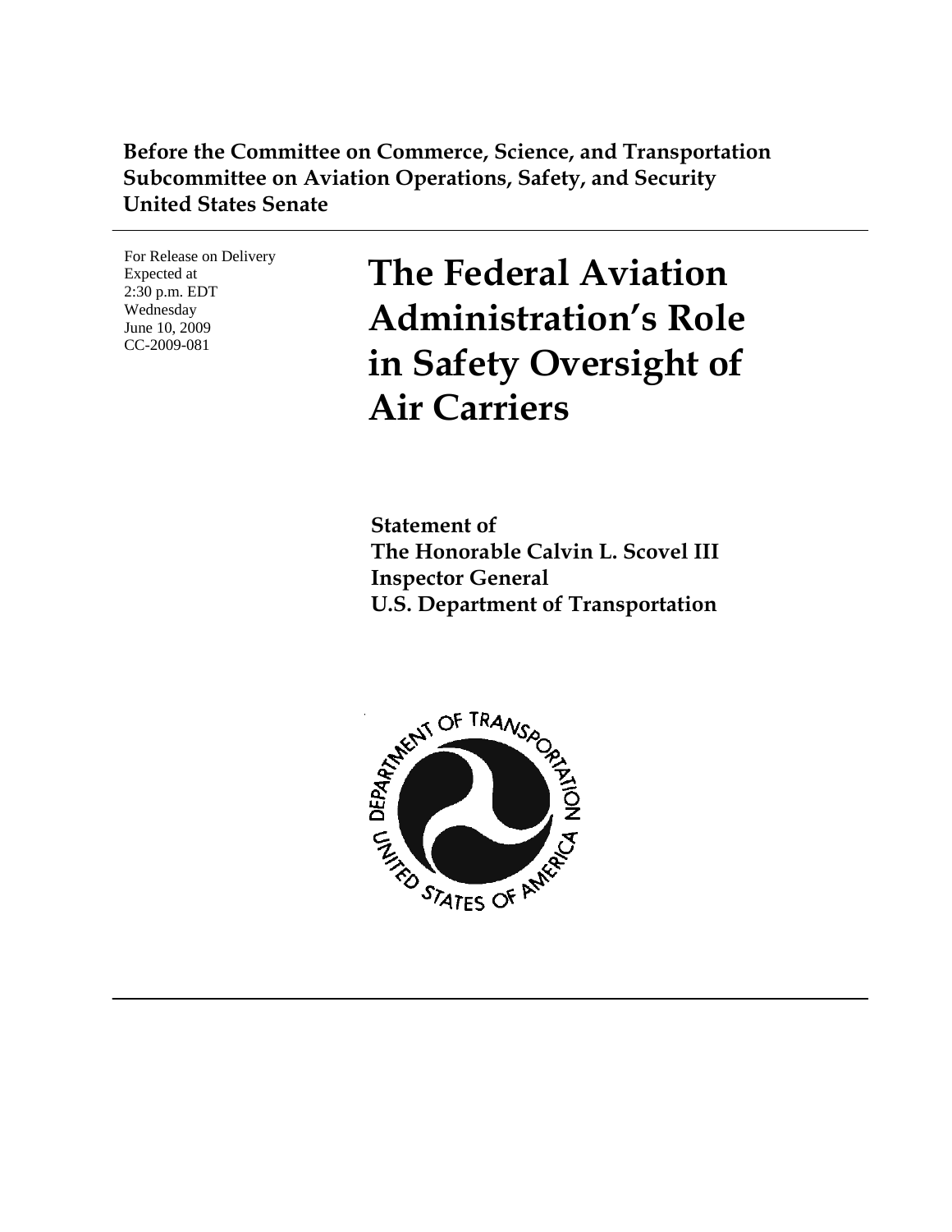**Before the Committee on Commerce, Science, and Transportation**
**Subcommittee on Aviation Operations, Safety, and Security**
**United States Senate**

For Release on Delivery
Expected at
2:30 p.m. EDT
Wednesday
June 10, 2009
CC-2009-081

# The Federal Aviation Administration's Role in Safety Oversight of Air Carriers

**Statement of**
**The Honorable Calvin L. Scovel III**
**Inspector General**
**U.S. Department of Transportation**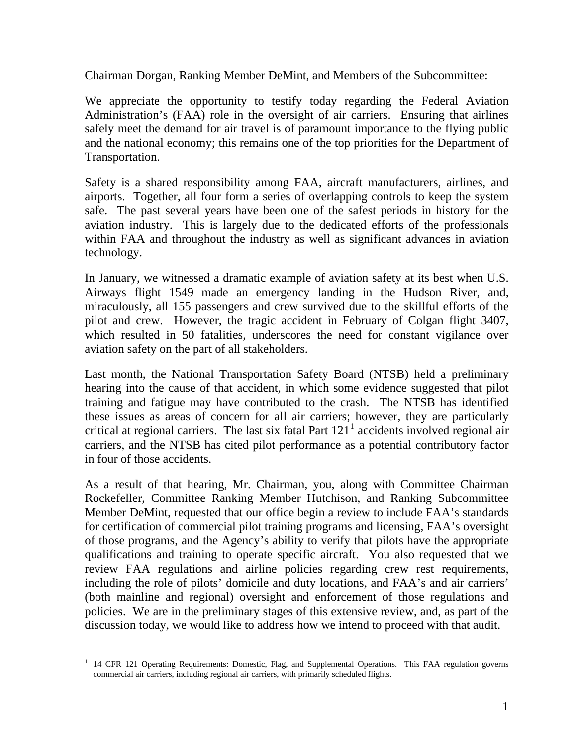Chairman Dorgan, Ranking Member DeMint, and Members of the Subcommittee:

We appreciate the opportunity to testify today regarding the Federal Aviation Administration's (FAA) role in the oversight of air carriers. Ensuring that airlines safely meet the demand for air travel is of paramount importance to the flying public and the national economy; this remains one of the top priorities for the Department of Transportation.

Safety is a shared responsibility among FAA, aircraft manufacturers, airlines, and airports. Together, all four form a series of overlapping controls to keep the system safe. The past several years have been one of the safest periods in history for the aviation industry. This is largely due to the dedicated efforts of the professionals within FAA and throughout the industry as well as significant advances in aviation technology.

In January, we witnessed a dramatic example of aviation safety at its best when U.S. Airways flight 1549 made an emergency landing in the Hudson River, and, miraculously, all 155 passengers and crew survived due to the skillful efforts of the pilot and crew. However, the tragic accident in February of Colgan flight 3407, which resulted in 50 fatalities, underscores the need for constant vigilance over aviation safety on the part of all stakeholders.

Last month, the National Transportation Safety Board (NTSB) held a preliminary hearing into the cause of that accident, in which some evidence suggested that pilot training and fatigue may have contributed to the crash. The NTSB has identified these issues as areas of concern for all air carriers; however, they are particularly critical at regional carriers. The last six fatal Part 121[1] accidents involved regional air carriers, and the NTSB has cited pilot performance as a potential contributory factor in four of those accidents.

As a result of that hearing, Mr. Chairman, you, along with Committee Chairman Rockefeller, Committee Ranking Member Hutchison, and Ranking Subcommittee Member DeMint, requested that our office begin a review to include FAA's standards for certification of commercial pilot training programs and licensing, FAA's oversight of those programs, and the Agency's ability to verify that pilots have the appropriate qualifications and training to operate specific aircraft. You also requested that we review FAA regulations and airline policies regarding crew rest requirements, including the role of pilots' domicile and duty locations, and FAA's and air carriers' (both mainline and regional) oversight and enforcement of those regulations and policies. We are in the preliminary stages of this extensive review, and, as part of the discussion today, we would like to address how we intend to proceed with that audit.

[1] 14 CFR 121 Operating Requirements: Domestic, Flag, and Supplemental Operations. This FAA regulation governs commercial air carriers, including regional air carriers, with primarily scheduled flights.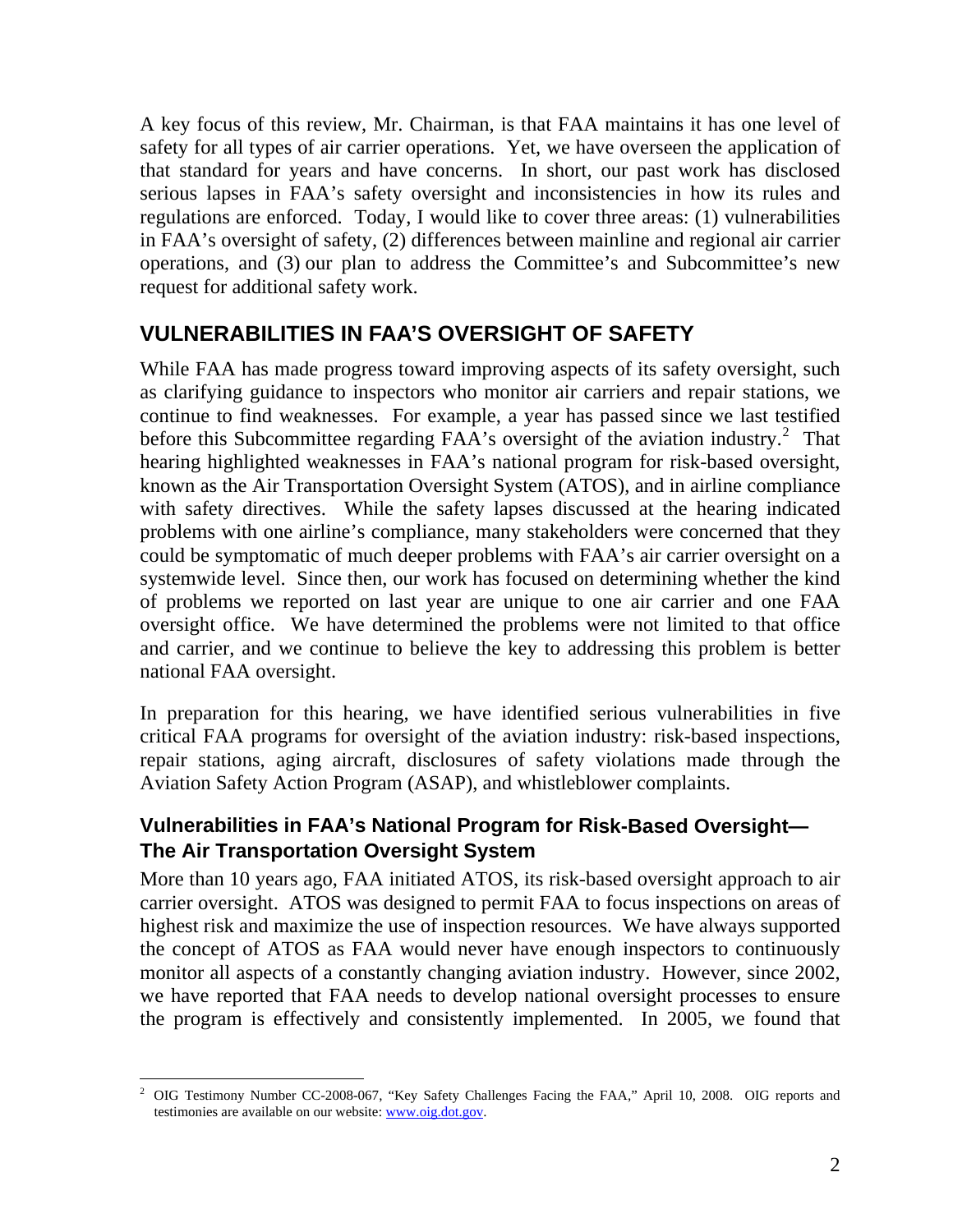A key focus of this review, Mr. Chairman, is that FAA maintains it has one level of safety for all types of air carrier operations. Yet, we have overseen the application of that standard for years and have concerns. In short, our past work has disclosed serious lapses in FAA's safety oversight and inconsistencies in how its rules and regulations are enforced. Today, I would like to cover three areas: (1) vulnerabilities in FAA's oversight of safety, (2) differences between mainline and regional air carrier operations, and (3) our plan to address the Committee's and Subcommittee's new request for additional safety work.

## VULNERABILITIES IN FAA'S OVERSIGHT OF SAFETY

While FAA has made progress toward improving aspects of its safety oversight, such as clarifying guidance to inspectors who monitor air carriers and repair stations, we continue to find weaknesses. For example, a year has passed since we last testified before this Subcommittee regarding FAA's oversight of the aviation industry.[2] That hearing highlighted weaknesses in FAA's national program for risk-based oversight, known as the Air Transportation Oversight System (ATOS), and in airline compliance with safety directives. While the safety lapses discussed at the hearing indicated problems with one airline's compliance, many stakeholders were concerned that they could be symptomatic of much deeper problems with FAA's air carrier oversight on a systemwide level. Since then, our work has focused on determining whether the kind of problems we reported on last year are unique to one air carrier and one FAA oversight office. We have determined the problems were not limited to that office and carrier, and we continue to believe the key to addressing this problem is better national FAA oversight.

In preparation for this hearing, we have identified serious vulnerabilities in five critical FAA programs for oversight of the aviation industry: risk-based inspections, repair stations, aging aircraft, disclosures of safety violations made through the Aviation Safety Action Program (ASAP), and whistleblower complaints.

### Vulnerabilities in FAA's National Program for Risk-Based Oversight—The Air Transportation Oversight System

More than 10 years ago, FAA initiated ATOS, its risk-based oversight approach to air carrier oversight. ATOS was designed to permit FAA to focus inspections on areas of highest risk and maximize the use of inspection resources. We have always supported the concept of ATOS as FAA would never have enough inspectors to continuously monitor all aspects of a constantly changing aviation industry. However, since 2002, we have reported that FAA needs to develop national oversight processes to ensure the program is effectively and consistently implemented. In 2005, we found that

[2] OIG Testimony Number CC-2008-067, "Key Safety Challenges Facing the FAA," April 10, 2008. OIG reports and testimonies are available on our website: www.oig.dot.gov.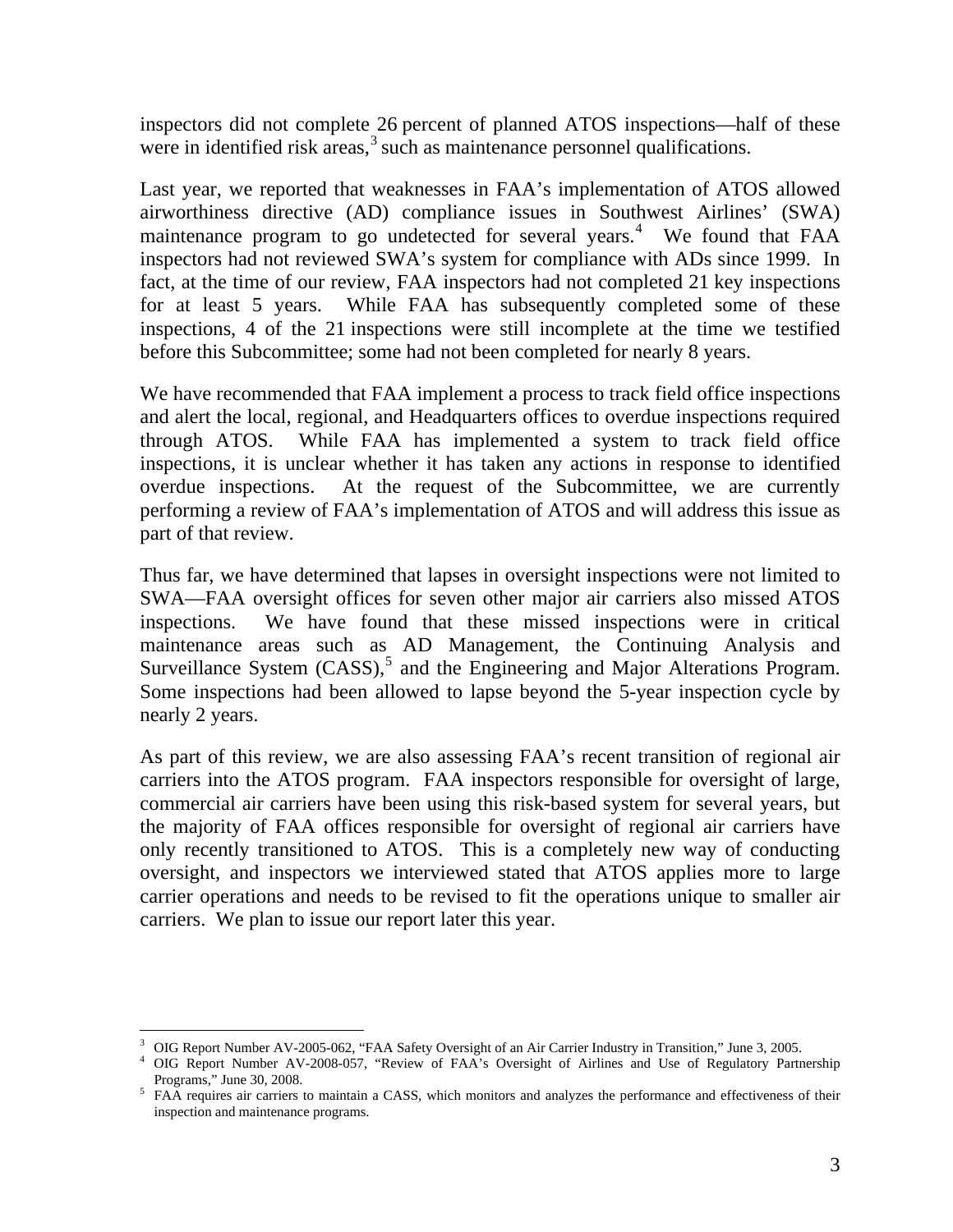inspectors did not complete 26 percent of planned ATOS inspections—half of these were in identified risk areas,[3] such as maintenance personnel qualifications.

Last year, we reported that weaknesses in FAA's implementation of ATOS allowed airworthiness directive (AD) compliance issues in Southwest Airlines' (SWA) maintenance program to go undetected for several years.[4] We found that FAA inspectors had not reviewed SWA's system for compliance with ADs since 1999. In fact, at the time of our review, FAA inspectors had not completed 21 key inspections for at least 5 years. While FAA has subsequently completed some of these inspections, 4 of the 21 inspections were still incomplete at the time we testified before this Subcommittee; some had not been completed for nearly 8 years.

We have recommended that FAA implement a process to track field office inspections and alert the local, regional, and Headquarters offices to overdue inspections required through ATOS. While FAA has implemented a system to track field office inspections, it is unclear whether it has taken any actions in response to identified overdue inspections. At the request of the Subcommittee, we are currently performing a review of FAA's implementation of ATOS and will address this issue as part of that review.

Thus far, we have determined that lapses in oversight inspections were not limited to SWA—FAA oversight offices for seven other major air carriers also missed ATOS inspections. We have found that these missed inspections were in critical maintenance areas such as AD Management, the Continuing Analysis and Surveillance System (CASS),[5] and the Engineering and Major Alterations Program. Some inspections had been allowed to lapse beyond the 5-year inspection cycle by nearly 2 years.

As part of this review, we are also assessing FAA's recent transition of regional air carriers into the ATOS program. FAA inspectors responsible for oversight of large, commercial air carriers have been using this risk-based system for several years, but the majority of FAA offices responsible for oversight of regional air carriers have only recently transitioned to ATOS. This is a completely new way of conducting oversight, and inspectors we interviewed stated that ATOS applies more to large carrier operations and needs to be revised to fit the operations unique to smaller air carriers. We plan to issue our report later this year.

---

[3] OIG Report Number AV-2005-062, "FAA Safety Oversight of an Air Carrier Industry in Transition," June 3, 2005.

[4] OIG Report Number AV-2008-057, "Review of FAA's Oversight of Airlines and Use of Regulatory Partnership Programs," June 30, 2008.

[5] FAA requires air carriers to maintain a CASS, which monitors and analyzes the performance and effectiveness of their inspection and maintenance programs.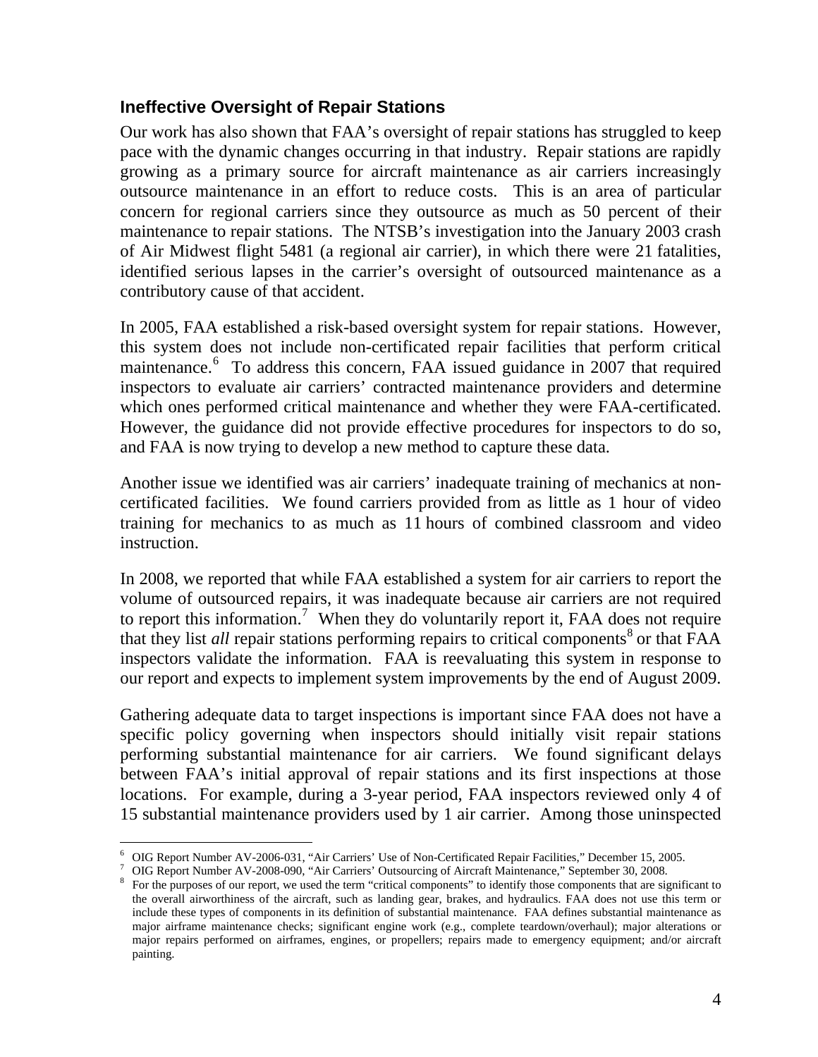### Ineffective Oversight of Repair Stations

Our work has also shown that FAA's oversight of repair stations has struggled to keep pace with the dynamic changes occurring in that industry. Repair stations are rapidly growing as a primary source for aircraft maintenance as air carriers increasingly outsource maintenance in an effort to reduce costs. This is an area of particular concern for regional carriers since they outsource as much as 50 percent of their maintenance to repair stations. The NTSB's investigation into the January 2003 crash of Air Midwest flight 5481 (a regional air carrier), in which there were 21 fatalities, identified serious lapses in the carrier's oversight of outsourced maintenance as a contributory cause of that accident.

In 2005, FAA established a risk-based oversight system for repair stations. However, this system does not include non-certificated repair facilities that perform critical maintenance.[6] To address this concern, FAA issued guidance in 2007 that required inspectors to evaluate air carriers' contracted maintenance providers and determine which ones performed critical maintenance and whether they were FAA-certificated. However, the guidance did not provide effective procedures for inspectors to do so, and FAA is now trying to develop a new method to capture these data.

Another issue we identified was air carriers' inadequate training of mechanics at non-certificated facilities. We found carriers provided from as little as 1 hour of video training for mechanics to as much as 11 hours of combined classroom and video instruction.

In 2008, we reported that while FAA established a system for air carriers to report the volume of outsourced repairs, it was inadequate because air carriers are not required to report this information.[7] When they do voluntarily report it, FAA does not require that they list *all* repair stations performing repairs to critical components[8] or that FAA inspectors validate the information. FAA is reevaluating this system in response to our report and expects to implement system improvements by the end of August 2009.

Gathering adequate data to target inspections is important since FAA does not have a specific policy governing when inspectors should initially visit repair stations performing substantial maintenance for air carriers. We found significant delays between FAA's initial approval of repair stations and its first inspections at those locations. For example, during a 3-year period, FAA inspectors reviewed only 4 of 15 substantial maintenance providers used by 1 air carrier. Among those uninspected

---

[6] OIG Report Number AV-2006-031, "Air Carriers' Use of Non-Certificated Repair Facilities," December 15, 2005.

[7] OIG Report Number AV-2008-090, "Air Carriers' Outsourcing of Aircraft Maintenance," September 30, 2008.

[8] For the purposes of our report, we used the term "critical components" to identify those components that are significant to the overall airworthiness of the aircraft, such as landing gear, brakes, and hydraulics. FAA does not use this term or include these types of components in its definition of substantial maintenance. FAA defines substantial maintenance as major airframe maintenance checks; significant engine work (e.g., complete teardown/overhaul); major alterations or major repairs performed on airframes, engines, or propellers; repairs made to emergency equipment; and/or aircraft painting.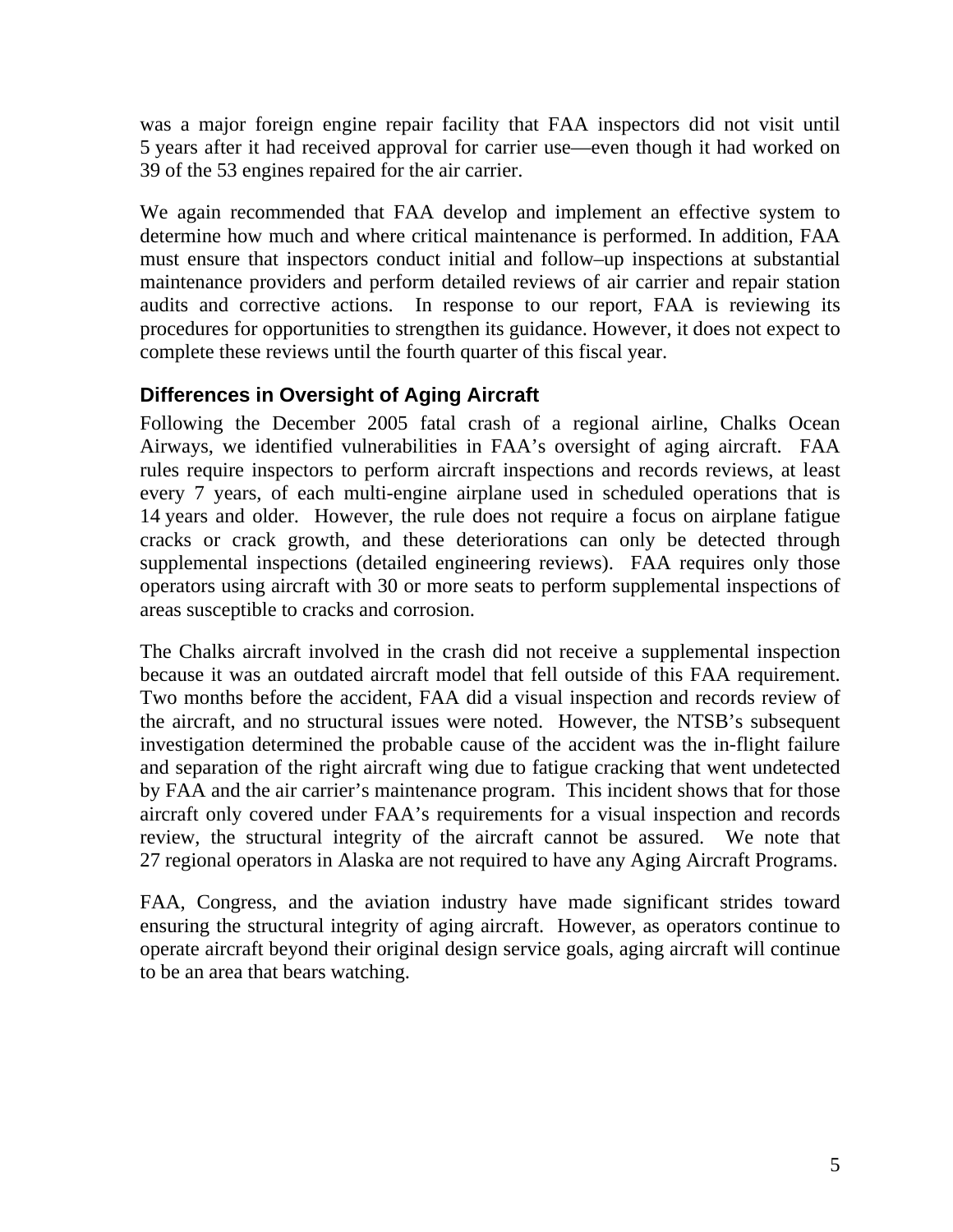was a major foreign engine repair facility that FAA inspectors did not visit until 5 years after it had received approval for carrier use—even though it had worked on 39 of the 53 engines repaired for the air carrier.

We again recommended that FAA develop and implement an effective system to determine how much and where critical maintenance is performed. In addition, FAA must ensure that inspectors conduct initial and follow–up inspections at substantial maintenance providers and perform detailed reviews of air carrier and repair station audits and corrective actions. In response to our report, FAA is reviewing its procedures for opportunities to strengthen its guidance. However, it does not expect to complete these reviews until the fourth quarter of this fiscal year.

### Differences in Oversight of Aging Aircraft

Following the December 2005 fatal crash of a regional airline, Chalks Ocean Airways, we identified vulnerabilities in FAA's oversight of aging aircraft. FAA rules require inspectors to perform aircraft inspections and records reviews, at least every 7 years, of each multi-engine airplane used in scheduled operations that is 14 years and older. However, the rule does not require a focus on airplane fatigue cracks or crack growth, and these deteriorations can only be detected through supplemental inspections (detailed engineering reviews). FAA requires only those operators using aircraft with 30 or more seats to perform supplemental inspections of areas susceptible to cracks and corrosion.

The Chalks aircraft involved in the crash did not receive a supplemental inspection because it was an outdated aircraft model that fell outside of this FAA requirement. Two months before the accident, FAA did a visual inspection and records review of the aircraft, and no structural issues were noted. However, the NTSB's subsequent investigation determined the probable cause of the accident was the in-flight failure and separation of the right aircraft wing due to fatigue cracking that went undetected by FAA and the air carrier's maintenance program. This incident shows that for those aircraft only covered under FAA's requirements for a visual inspection and records review, the structural integrity of the aircraft cannot be assured. We note that 27 regional operators in Alaska are not required to have any Aging Aircraft Programs.

FAA, Congress, and the aviation industry have made significant strides toward ensuring the structural integrity of aging aircraft. However, as operators continue to operate aircraft beyond their original design service goals, aging aircraft will continue to be an area that bears watching.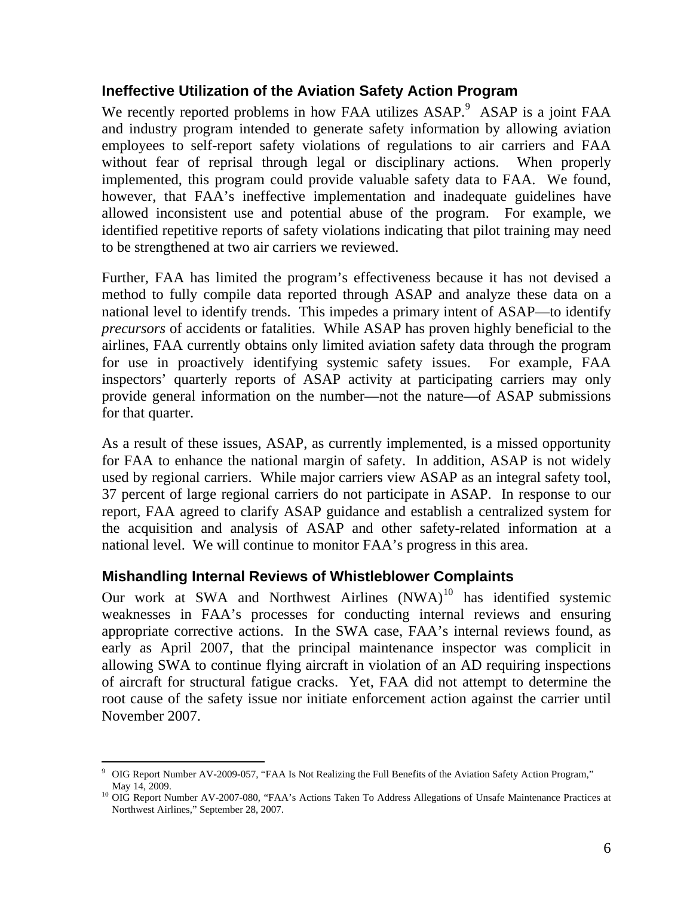## Ineffective Utilization of the Aviation Safety Action Program

We recently reported problems in how FAA utilizes ASAP.[9] ASAP is a joint FAA and industry program intended to generate safety information by allowing aviation employees to self-report safety violations of regulations to air carriers and FAA without fear of reprisal through legal or disciplinary actions. When properly implemented, this program could provide valuable safety data to FAA. We found, however, that FAA's ineffective implementation and inadequate guidelines have allowed inconsistent use and potential abuse of the program. For example, we identified repetitive reports of safety violations indicating that pilot training may need to be strengthened at two air carriers we reviewed.

Further, FAA has limited the program's effectiveness because it has not devised a method to fully compile data reported through ASAP and analyze these data on a national level to identify trends. This impedes a primary intent of ASAP—to identify *precursors* of accidents or fatalities. While ASAP has proven highly beneficial to the airlines, FAA currently obtains only limited aviation safety data through the program for use in proactively identifying systemic safety issues. For example, FAA inspectors' quarterly reports of ASAP activity at participating carriers may only provide general information on the number—not the nature—of ASAP submissions for that quarter.

As a result of these issues, ASAP, as currently implemented, is a missed opportunity for FAA to enhance the national margin of safety. In addition, ASAP is not widely used by regional carriers. While major carriers view ASAP as an integral safety tool, 37 percent of large regional carriers do not participate in ASAP. In response to our report, FAA agreed to clarify ASAP guidance and establish a centralized system for the acquisition and analysis of ASAP and other safety-related information at a national level. We will continue to monitor FAA's progress in this area.

## Mishandling Internal Reviews of Whistleblower Complaints

Our work at SWA and Northwest Airlines (NWA)[10] has identified systemic weaknesses in FAA's processes for conducting internal reviews and ensuring appropriate corrective actions. In the SWA case, FAA's internal reviews found, as early as April 2007, that the principal maintenance inspector was complicit in allowing SWA to continue flying aircraft in violation of an AD requiring inspections of aircraft for structural fatigue cracks. Yet, FAA did not attempt to determine the root cause of the safety issue nor initiate enforcement action against the carrier until November 2007.

---

[9] OIG Report Number AV-2009-057, "FAA Is Not Realizing the Full Benefits of the Aviation Safety Action Program," May 14, 2009.

[10] OIG Report Number AV-2007-080, "FAA's Actions Taken To Address Allegations of Unsafe Maintenance Practices at Northwest Airlines," September 28, 2007.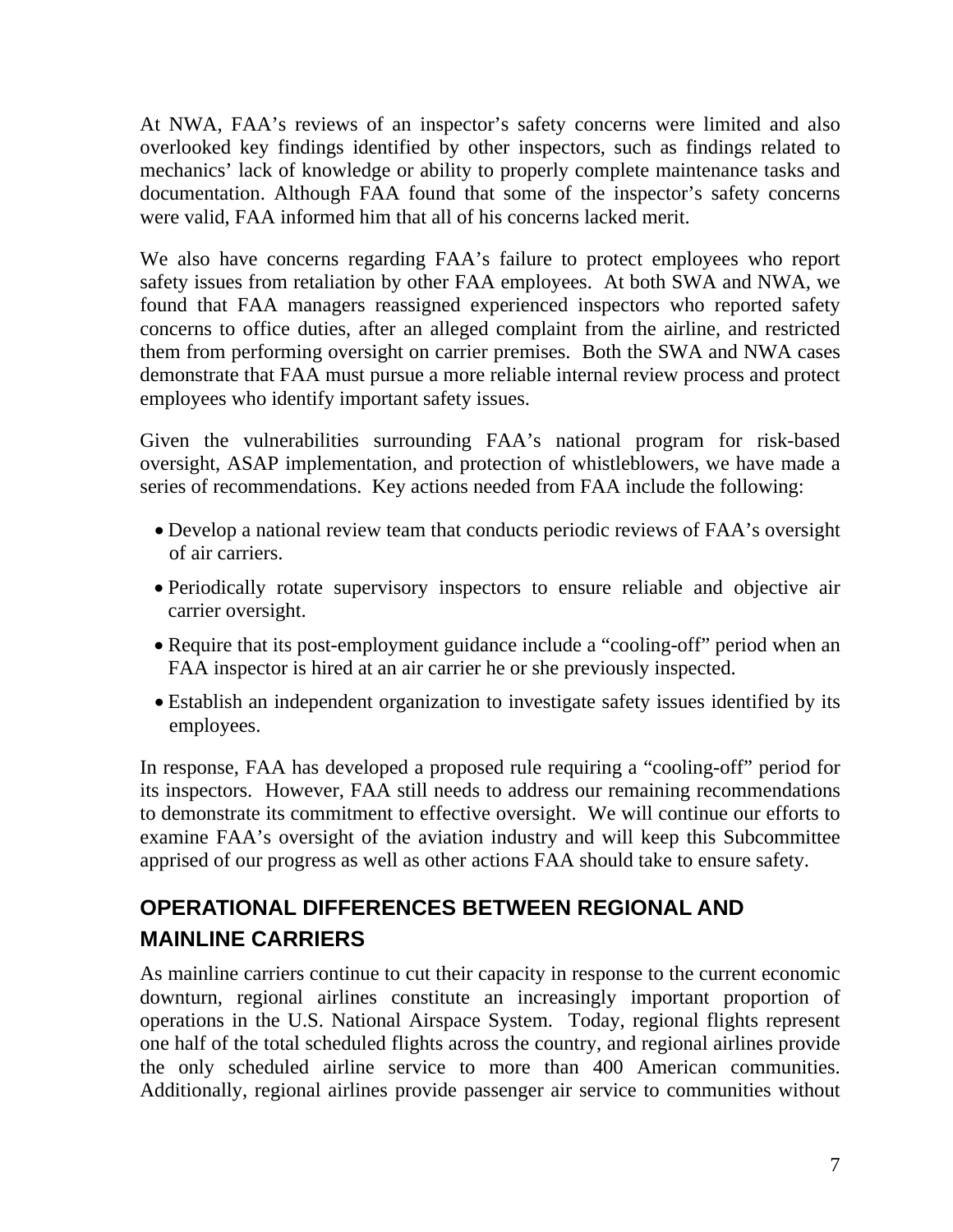At NWA, FAA's reviews of an inspector's safety concerns were limited and also overlooked key findings identified by other inspectors, such as findings related to mechanics' lack of knowledge or ability to properly complete maintenance tasks and documentation. Although FAA found that some of the inspector's safety concerns were valid, FAA informed him that all of his concerns lacked merit.

We also have concerns regarding FAA's failure to protect employees who report safety issues from retaliation by other FAA employees. At both SWA and NWA, we found that FAA managers reassigned experienced inspectors who reported safety concerns to office duties, after an alleged complaint from the airline, and restricted them from performing oversight on carrier premises. Both the SWA and NWA cases demonstrate that FAA must pursue a more reliable internal review process and protect employees who identify important safety issues.

Given the vulnerabilities surrounding FAA's national program for risk-based oversight, ASAP implementation, and protection of whistleblowers, we have made a series of recommendations. Key actions needed from FAA include the following:

- Develop a national review team that conducts periodic reviews of FAA's oversight of air carriers.
- Periodically rotate supervisory inspectors to ensure reliable and objective air carrier oversight.
- Require that its post-employment guidance include a "cooling-off" period when an FAA inspector is hired at an air carrier he or she previously inspected.
- Establish an independent organization to investigate safety issues identified by its employees.

In response, FAA has developed a proposed rule requiring a "cooling-off" period for its inspectors. However, FAA still needs to address our remaining recommendations to demonstrate its commitment to effective oversight. We will continue our efforts to examine FAA's oversight of the aviation industry and will keep this Subcommittee apprised of our progress as well as other actions FAA should take to ensure safety.

## OPERATIONAL DIFFERENCES BETWEEN REGIONAL AND MAINLINE CARRIERS

As mainline carriers continue to cut their capacity in response to the current economic downturn, regional airlines constitute an increasingly important proportion of operations in the U.S. National Airspace System. Today, regional flights represent one half of the total scheduled flights across the country, and regional airlines provide the only scheduled airline service to more than 400 American communities. Additionally, regional airlines provide passenger air service to communities without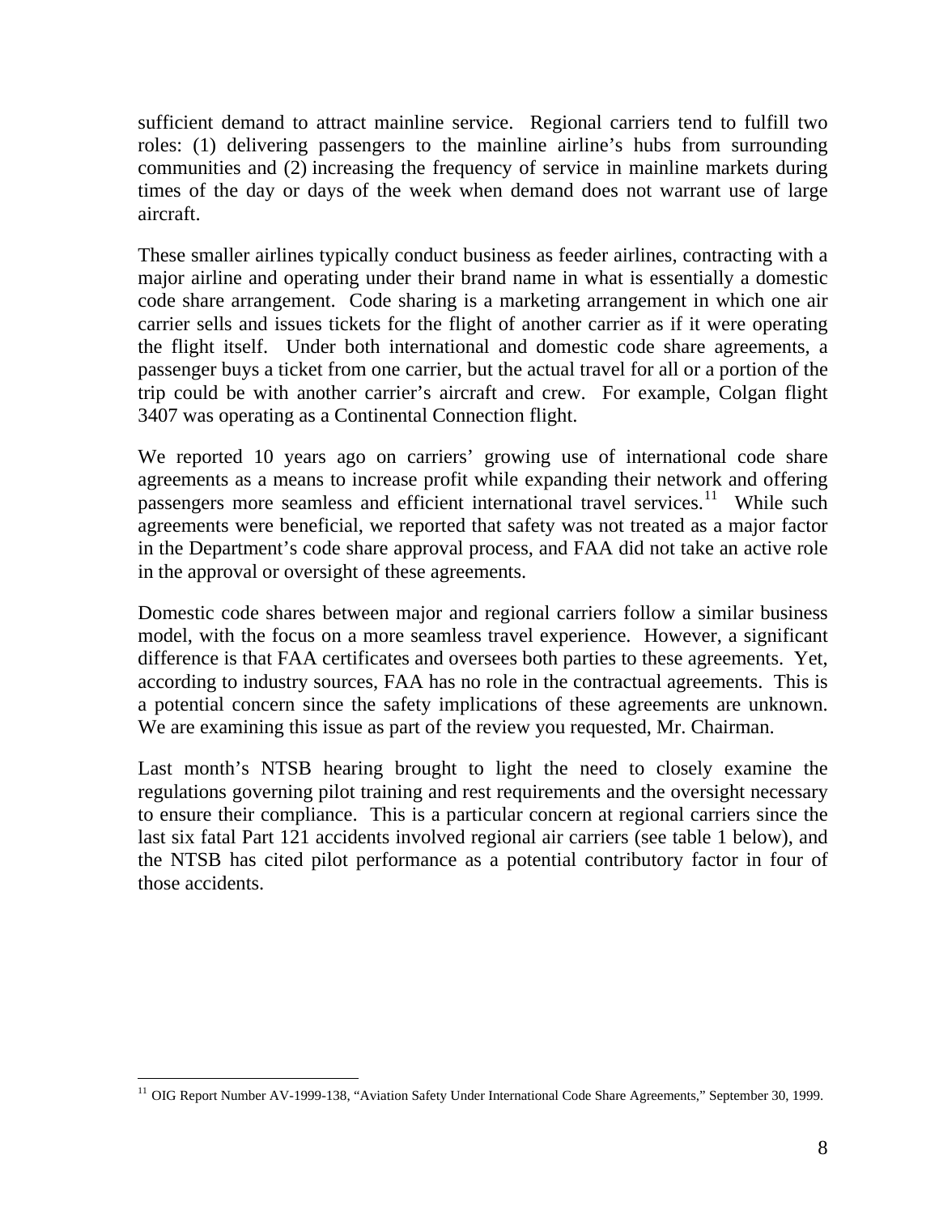sufficient demand to attract mainline service. Regional carriers tend to fulfill two roles: (1) delivering passengers to the mainline airline's hubs from surrounding communities and (2) increasing the frequency of service in mainline markets during times of the day or days of the week when demand does not warrant use of large aircraft.

These smaller airlines typically conduct business as feeder airlines, contracting with a major airline and operating under their brand name in what is essentially a domestic code share arrangement. Code sharing is a marketing arrangement in which one air carrier sells and issues tickets for the flight of another carrier as if it were operating the flight itself. Under both international and domestic code share agreements, a passenger buys a ticket from one carrier, but the actual travel for all or a portion of the trip could be with another carrier's aircraft and crew. For example, Colgan flight 3407 was operating as a Continental Connection flight.

We reported 10 years ago on carriers' growing use of international code share agreements as a means to increase profit while expanding their network and offering passengers more seamless and efficient international travel services.[11] While such agreements were beneficial, we reported that safety was not treated as a major factor in the Department's code share approval process, and FAA did not take an active role in the approval or oversight of these agreements.

Domestic code shares between major and regional carriers follow a similar business model, with the focus on a more seamless travel experience. However, a significant difference is that FAA certificates and oversees both parties to these agreements. Yet, according to industry sources, FAA has no role in the contractual agreements. This is a potential concern since the safety implications of these agreements are unknown. We are examining this issue as part of the review you requested, Mr. Chairman.

Last month's NTSB hearing brought to light the need to closely examine the regulations governing pilot training and rest requirements and the oversight necessary to ensure their compliance. This is a particular concern at regional carriers since the last six fatal Part 121 accidents involved regional air carriers (see table 1 below), and the NTSB has cited pilot performance as a potential contributory factor in four of those accidents.

[11] OIG Report Number AV-1999-138, "Aviation Safety Under International Code Share Agreements," September 30, 1999.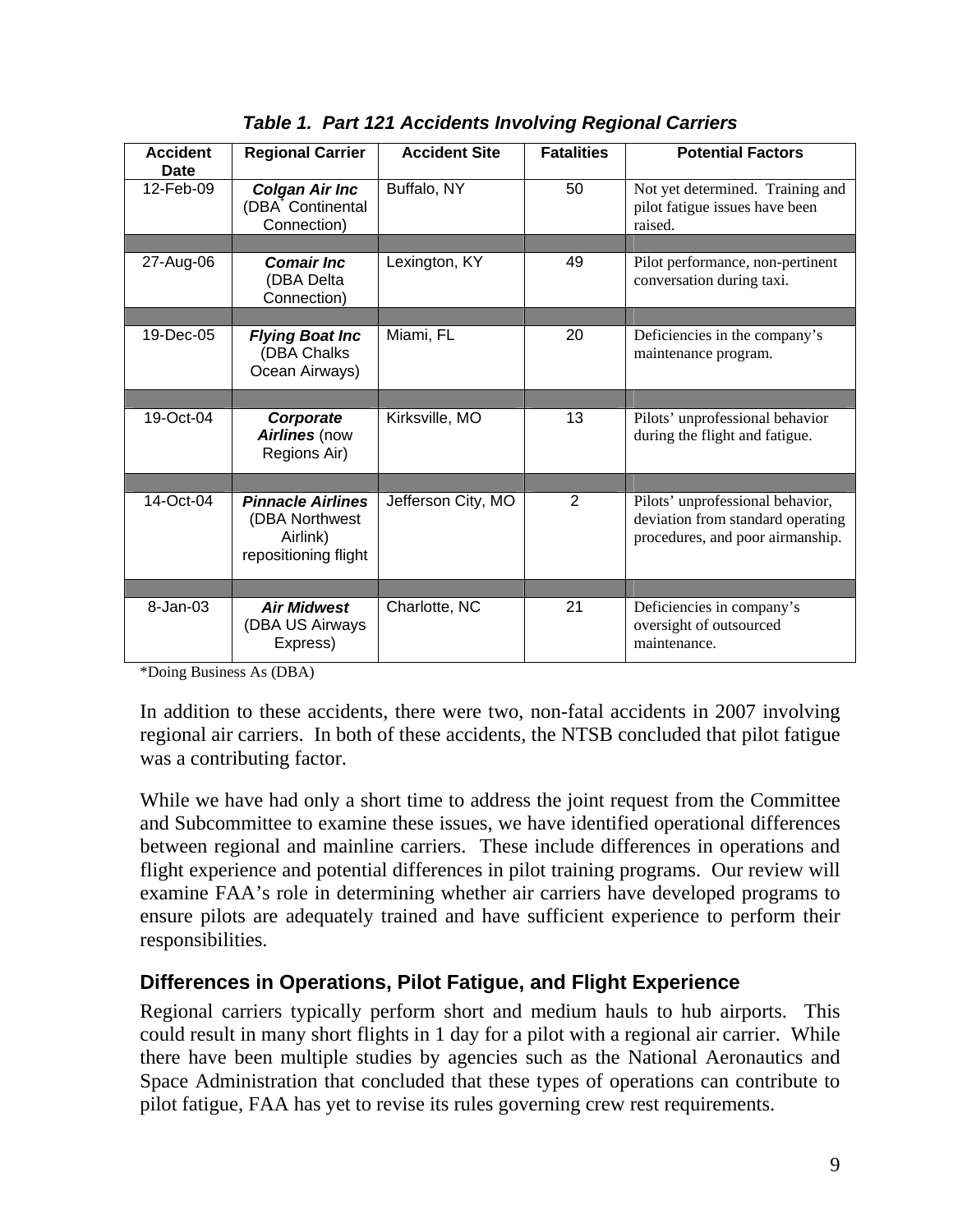*Table 1. Part 121 Accidents Involving Regional Carriers*

| Accident Date | Regional Carrier | Accident Site | Fatalities | Potential Factors |
|---|---|---|---|---|
| 12-Feb-09 | ***Colgan Air Inc*** (DBA* Continental Connection) | Buffalo, NY | 50 | Not yet determined. Training and pilot fatigue issues have been raised. |
| 27-Aug-06 | ***Comair Inc*** (DBA Delta Connection) | Lexington, KY | 49 | Pilot performance, non-pertinent conversation during taxi. |
| 19-Dec-05 | ***Flying Boat Inc*** (DBA Chalks Ocean Airways) | Miami, FL | 20 | Deficiencies in the company's maintenance program. |
| 19-Oct-04 | ***Corporate Airlines*** (now Regions Air) | Kirksville, MO | 13 | Pilots' unprofessional behavior during the flight and fatigue. |
| 14-Oct-04 | ***Pinnacle Airlines*** (DBA Northwest Airlink) repositioning flight | Jefferson City, MO | 2 | Pilots' unprofessional behavior, deviation from standard operating procedures, and poor airmanship. |
| 8-Jan-03 | ***Air Midwest*** (DBA US Airways Express) | Charlotte, NC | 21 | Deficiencies in company's oversight of outsourced maintenance. |

*Doing Business As (DBA)

In addition to these accidents, there were two, non-fatal accidents in 2007 involving regional air carriers. In both of these accidents, the NTSB concluded that pilot fatigue was a contributing factor.

While we have had only a short time to address the joint request from the Committee and Subcommittee to examine these issues, we have identified operational differences between regional and mainline carriers. These include differences in operations and flight experience and potential differences in pilot training programs. Our review will examine FAA's role in determining whether air carriers have developed programs to ensure pilots are adequately trained and have sufficient experience to perform their responsibilities.

## Differences in Operations, Pilot Fatigue, and Flight Experience

Regional carriers typically perform short and medium hauls to hub airports. This could result in many short flights in 1 day for a pilot with a regional air carrier. While there have been multiple studies by agencies such as the National Aeronautics and Space Administration that concluded that these types of operations can contribute to pilot fatigue, FAA has yet to revise its rules governing crew rest requirements.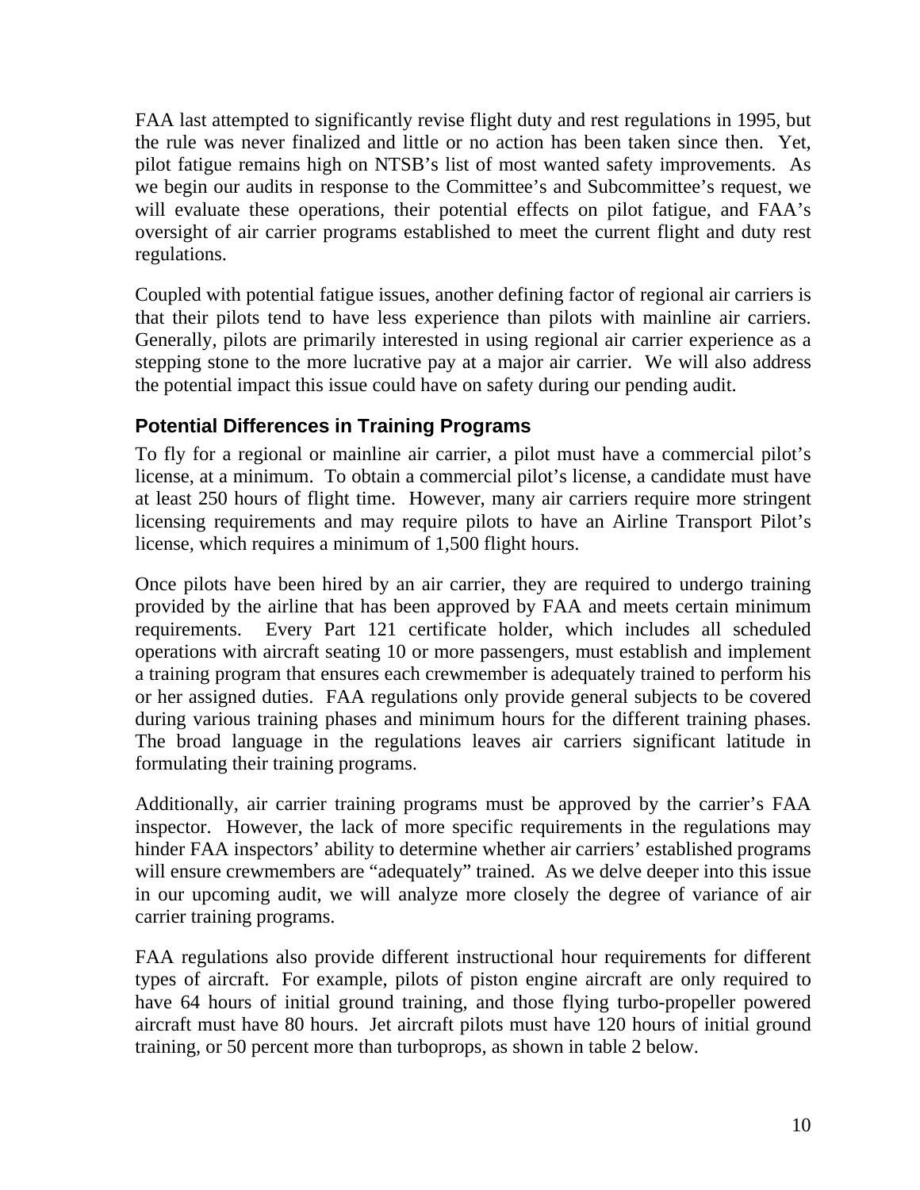FAA last attempted to significantly revise flight duty and rest regulations in 1995, but the rule was never finalized and little or no action has been taken since then. Yet, pilot fatigue remains high on NTSB's list of most wanted safety improvements. As we begin our audits in response to the Committee's and Subcommittee's request, we will evaluate these operations, their potential effects on pilot fatigue, and FAA's oversight of air carrier programs established to meet the current flight and duty rest regulations.

Coupled with potential fatigue issues, another defining factor of regional air carriers is that their pilots tend to have less experience than pilots with mainline air carriers. Generally, pilots are primarily interested in using regional air carrier experience as a stepping stone to the more lucrative pay at a major air carrier. We will also address the potential impact this issue could have on safety during our pending audit.

### Potential Differences in Training Programs

To fly for a regional or mainline air carrier, a pilot must have a commercial pilot's license, at a minimum. To obtain a commercial pilot's license, a candidate must have at least 250 hours of flight time. However, many air carriers require more stringent licensing requirements and may require pilots to have an Airline Transport Pilot's license, which requires a minimum of 1,500 flight hours.

Once pilots have been hired by an air carrier, they are required to undergo training provided by the airline that has been approved by FAA and meets certain minimum requirements. Every Part 121 certificate holder, which includes all scheduled operations with aircraft seating 10 or more passengers, must establish and implement a training program that ensures each crewmember is adequately trained to perform his or her assigned duties. FAA regulations only provide general subjects to be covered during various training phases and minimum hours for the different training phases. The broad language in the regulations leaves air carriers significant latitude in formulating their training programs.

Additionally, air carrier training programs must be approved by the carrier's FAA inspector. However, the lack of more specific requirements in the regulations may hinder FAA inspectors' ability to determine whether air carriers' established programs will ensure crewmembers are "adequately" trained. As we delve deeper into this issue in our upcoming audit, we will analyze more closely the degree of variance of air carrier training programs.

FAA regulations also provide different instructional hour requirements for different types of aircraft. For example, pilots of piston engine aircraft are only required to have 64 hours of initial ground training, and those flying turbo-propeller powered aircraft must have 80 hours. Jet aircraft pilots must have 120 hours of initial ground training, or 50 percent more than turboprops, as shown in table 2 below.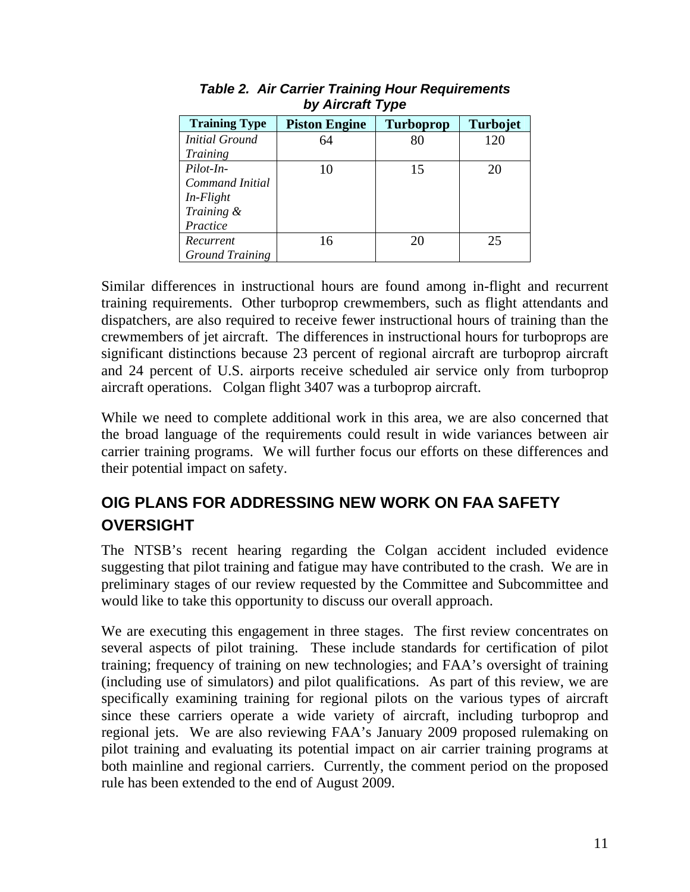***Table 2. Air Carrier Training Hour Requirements by Aircraft Type***

| Training Type | Piston Engine | Turboprop | Turbojet |
|---|---|---|---|
| *Initial Ground Training* | 64 | 80 | 120 |
| *Pilot-In-Command Initial In-Flight Training & Practice* | 10 | 15 | 20 |
| *Recurrent Ground Training* | 16 | 20 | 25 |

Similar differences in instructional hours are found among in-flight and recurrent training requirements. Other turboprop crewmembers, such as flight attendants and dispatchers, are also required to receive fewer instructional hours of training than the crewmembers of jet aircraft. The differences in instructional hours for turboprops are significant distinctions because 23 percent of regional aircraft are turboprop aircraft and 24 percent of U.S. airports receive scheduled air service only from turboprop aircraft operations. Colgan flight 3407 was a turboprop aircraft.

While we need to complete additional work in this area, we are also concerned that the broad language of the requirements could result in wide variances between air carrier training programs. We will further focus our efforts on these differences and their potential impact on safety.

## OIG PLANS FOR ADDRESSING NEW WORK ON FAA SAFETY OVERSIGHT

The NTSB's recent hearing regarding the Colgan accident included evidence suggesting that pilot training and fatigue may have contributed to the crash. We are in preliminary stages of our review requested by the Committee and Subcommittee and would like to take this opportunity to discuss our overall approach.

We are executing this engagement in three stages. The first review concentrates on several aspects of pilot training. These include standards for certification of pilot training; frequency of training on new technologies; and FAA's oversight of training (including use of simulators) and pilot qualifications. As part of this review, we are specifically examining training for regional pilots on the various types of aircraft since these carriers operate a wide variety of aircraft, including turboprop and regional jets. We are also reviewing FAA's January 2009 proposed rulemaking on pilot training and evaluating its potential impact on air carrier training programs at both mainline and regional carriers. Currently, the comment period on the proposed rule has been extended to the end of August 2009.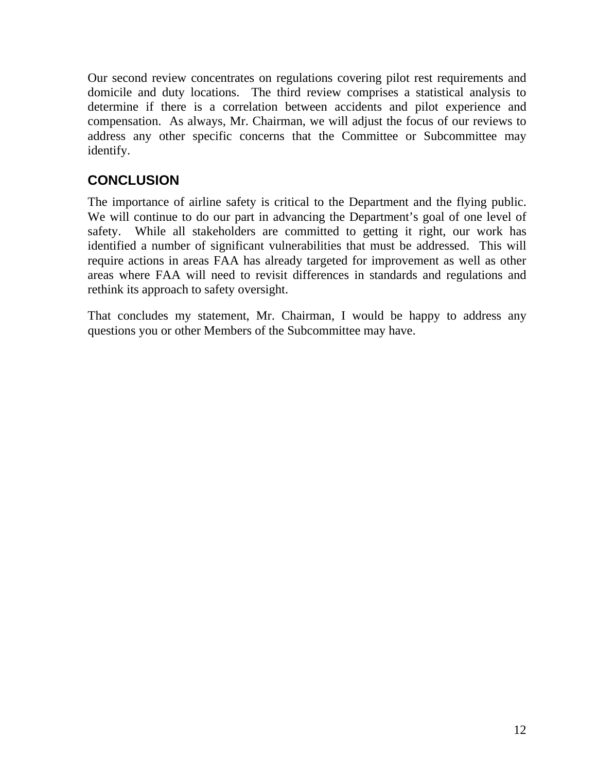Our second review concentrates on regulations covering pilot rest requirements and domicile and duty locations. The third review comprises a statistical analysis to determine if there is a correlation between accidents and pilot experience and compensation. As always, Mr. Chairman, we will adjust the focus of our reviews to address any other specific concerns that the Committee or Subcommittee may identify.

## CONCLUSION

The importance of airline safety is critical to the Department and the flying public. We will continue to do our part in advancing the Department's goal of one level of safety. While all stakeholders are committed to getting it right, our work has identified a number of significant vulnerabilities that must be addressed. This will require actions in areas FAA has already targeted for improvement as well as other areas where FAA will need to revisit differences in standards and regulations and rethink its approach to safety oversight.

That concludes my statement, Mr. Chairman, I would be happy to address any questions you or other Members of the Subcommittee may have.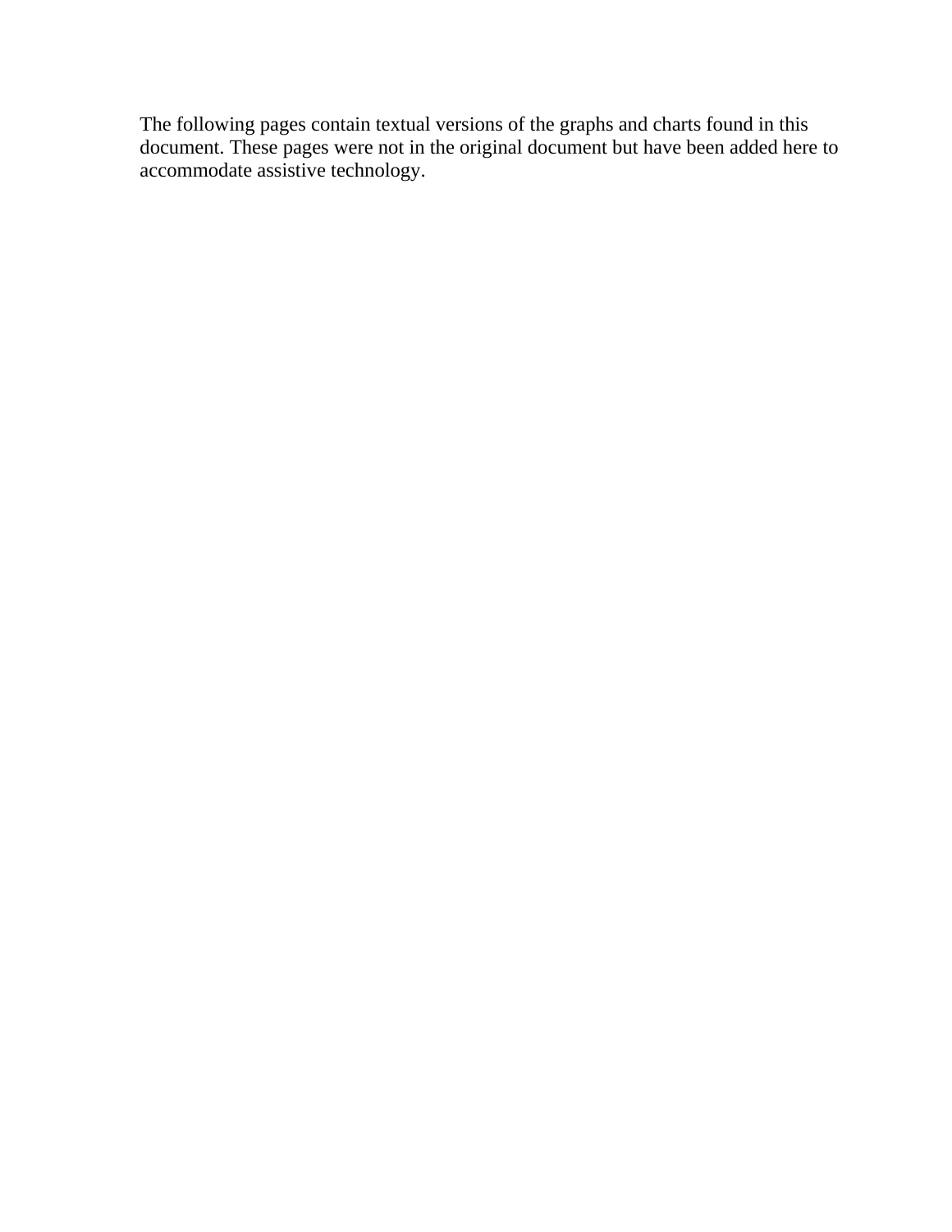The following pages contain textual versions of the graphs and charts found in this document. These pages were not in the original document but have been added here to accommodate assistive technology.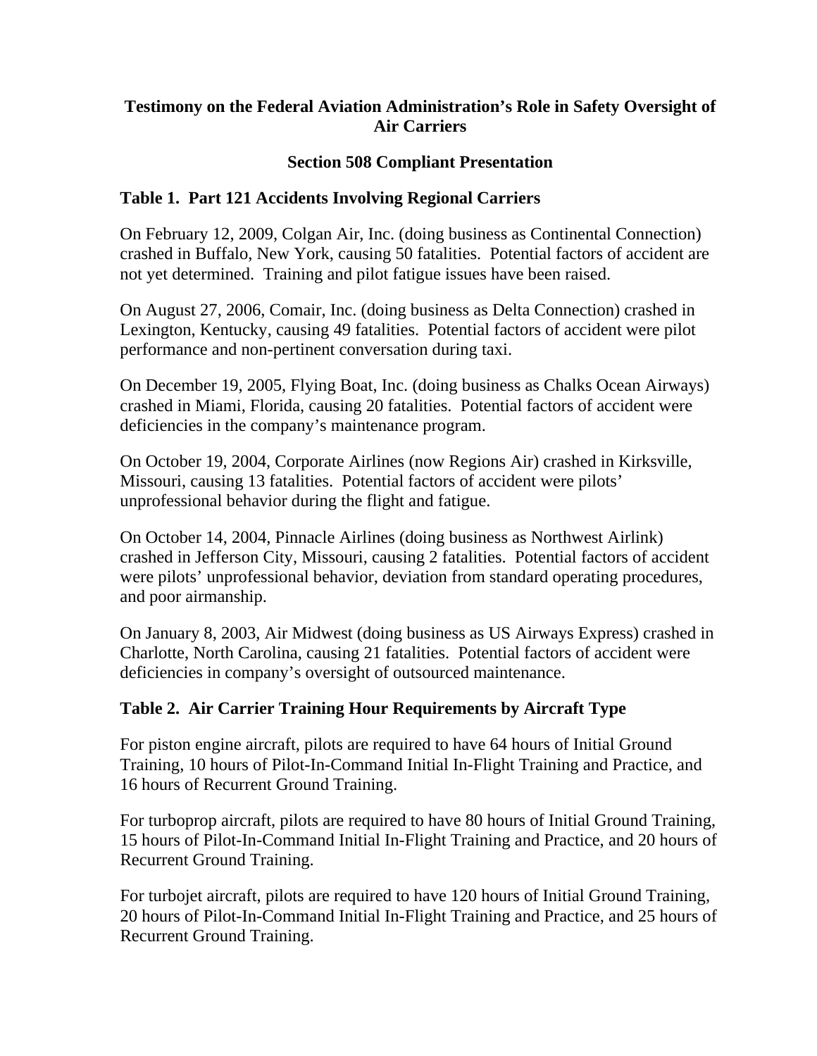**Testimony on the Federal Aviation Administration's Role in Safety Oversight of Air Carriers**

**Section 508 Compliant Presentation**

### Table 1. Part 121 Accidents Involving Regional Carriers

On February 12, 2009, Colgan Air, Inc. (doing business as Continental Connection) crashed in Buffalo, New York, causing 50 fatalities. Potential factors of accident are not yet determined. Training and pilot fatigue issues have been raised.

On August 27, 2006, Comair, Inc. (doing business as Delta Connection) crashed in Lexington, Kentucky, causing 49 fatalities. Potential factors of accident were pilot performance and non-pertinent conversation during taxi.

On December 19, 2005, Flying Boat, Inc. (doing business as Chalks Ocean Airways) crashed in Miami, Florida, causing 20 fatalities. Potential factors of accident were deficiencies in the company's maintenance program.

On October 19, 2004, Corporate Airlines (now Regions Air) crashed in Kirksville, Missouri, causing 13 fatalities. Potential factors of accident were pilots' unprofessional behavior during the flight and fatigue.

On October 14, 2004, Pinnacle Airlines (doing business as Northwest Airlink) crashed in Jefferson City, Missouri, causing 2 fatalities. Potential factors of accident were pilots' unprofessional behavior, deviation from standard operating procedures, and poor airmanship.

On January 8, 2003, Air Midwest (doing business as US Airways Express) crashed in Charlotte, North Carolina, causing 21 fatalities. Potential factors of accident were deficiencies in company's oversight of outsourced maintenance.

### Table 2. Air Carrier Training Hour Requirements by Aircraft Type

For piston engine aircraft, pilots are required to have 64 hours of Initial Ground Training, 10 hours of Pilot-In-Command Initial In-Flight Training and Practice, and 16 hours of Recurrent Ground Training.

For turboprop aircraft, pilots are required to have 80 hours of Initial Ground Training, 15 hours of Pilot-In-Command Initial In-Flight Training and Practice, and 20 hours of Recurrent Ground Training.

For turbojet aircraft, pilots are required to have 120 hours of Initial Ground Training, 20 hours of Pilot-In-Command Initial In-Flight Training and Practice, and 25 hours of Recurrent Ground Training.